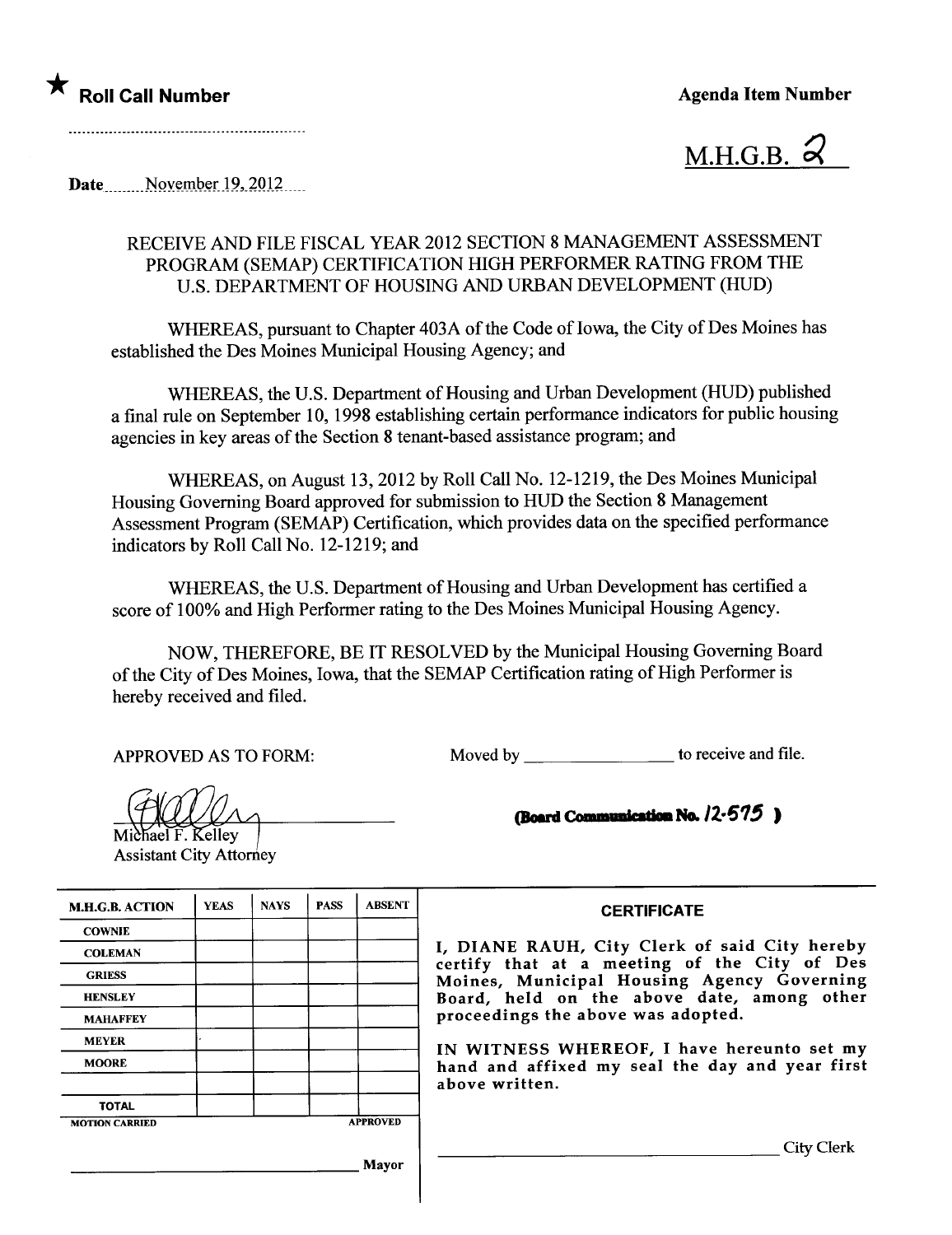★ **Roll Call Number**

.............................................................

**Agenda Item Number**

M.H.G.B. 2

**Date** November 19, 2012

RECEIVE AND FILE FISCAL YEAR 2012 SECTION 8 MANAGEMENT ASSESSMENT PROGRAM (SEMAP) CERTIFICATION HIGH PERFORMER RATING FROM THE U.S. DEPARTMENT OF HOUSING AND URBAN DEVELOPMENT (HUD)

WHEREAS, pursuant to Chapter 403A of the Code of Iowa, the City of Des Moines has established the Des Moines Municipal Housing Agency; and

WHEREAS, the U.S. Department of Housing and Urban Development (HUD) published a final rule on September 10, 1998 establishing certain performance indicators for public housing agencies in key areas of the Section 8 tenant-based assistance program; and

WHEREAS, on August 13, 2012 by Roll Call No. 12-1219, the Des Moines Municipal Housing Governing Board approved for submission to HUD the Section 8 Management Assessment Program (SEMAP) Certification, which provides data on the specified performance indicators by Roll Call No. 12-1219; and

WHEREAS, the U.S. Department of Housing and Urban Development has certified a score of 100% and High Performer rating to the Des Moines Municipal Housing Agency.

NOW, THEREFORE, BE IT RESOLVED by the Municipal Housing Governing Board of the City of Des Moines, Iowa, that the SEMAP Certification rating of High Performer is hereby received and filed.

APPROVED AS TO FORM:

Moved by ________________ to receive and file.

Michael F. Kelley
Assistant City Attorney

**(Board Communication No. 12-575)**

| M.H.G.B. ACTION | YEAS | NAYS | PASS | ABSENT |
|---|---|---|---|---|
| COWNIE | | | | |
| COLEMAN | | | | |
| GRIESS | | | | |
| HENSLEY | | | | |
| MAHAFFEY | | | | |
| MEYER | | | | |
| MOORE | | | | |
| | | | | |
| TOTAL | | | | |

MOTION CARRIED APPROVED

_______________________________ Mayor

**CERTIFICATE**

I, DIANE RAUH, City Clerk of said City hereby certify that at a meeting of the City of Des Moines, Municipal Housing Agency Governing Board, held on the above date, among other proceedings the above was adopted.

IN WITNESS WHEREOF, I have hereunto set my hand and affixed my seal the day and year first above written.

_______________________________ City Clerk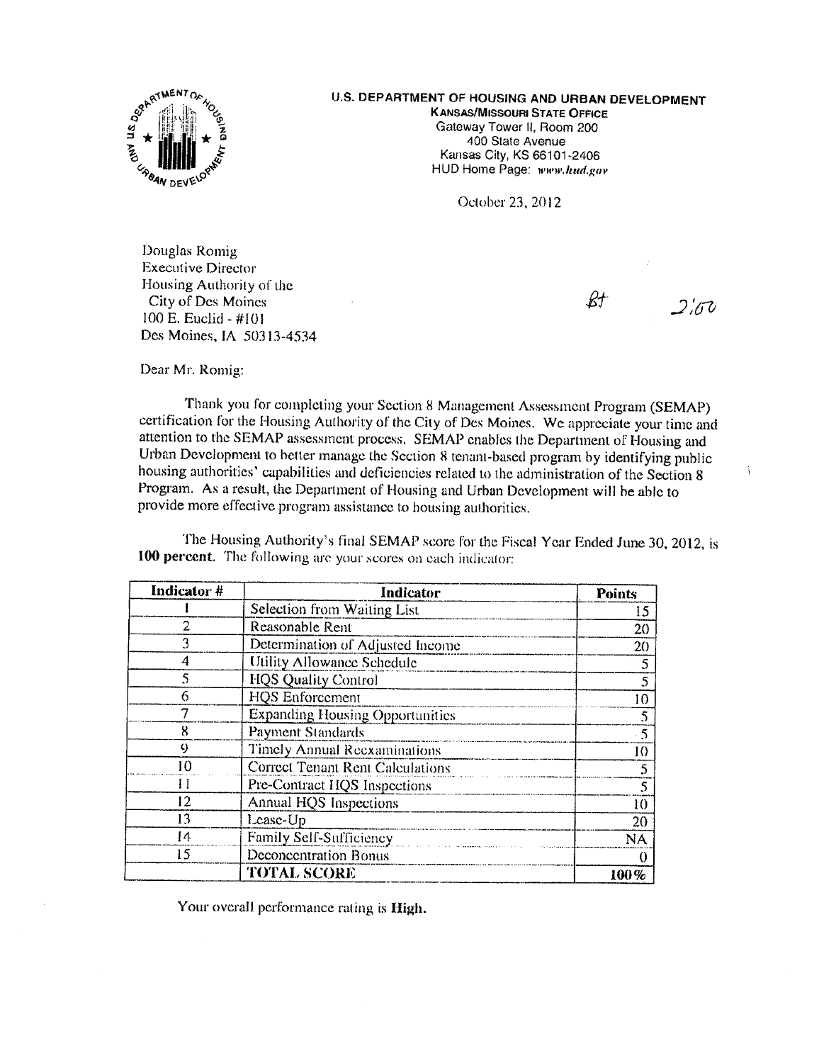**U.S. DEPARTMENT OF HOUSING AND URBAN DEVELOPMENT**
KANSAS/MISSOURI STATE OFFICE
Gateway Tower II, Room 200
400 State Avenue
Kansas City, KS 66101-2406
HUD Home Page: *www.hud.gov*

October 23, 2012

Douglas Romig
Executive Director
Housing Authority of the
City of Des Moines
100 E. Euclid - #101
Des Moines, IA 50313-4534

Bt 2:00

Dear Mr. Romig:

Thank you for completing your Section 8 Management Assessment Program (SEMAP) certification for the Housing Authority of the City of Des Moines. We appreciate your time and attention to the SEMAP assessment process. SEMAP enables the Department of Housing and Urban Development to better manage the Section 8 tenant-based program by identifying public housing authorities' capabilities and deficiencies related to the administration of the Section 8 Program. As a result, the Department of Housing and Urban Development will be able to provide more effective program assistance to housing authorities.

The Housing Authority's final SEMAP score for the Fiscal Year Ended June 30, 2012, is **100 percent**. The following are your scores on each indicator:

| Indicator # | Indicator | Points |
|---|---|---|
| 1 | Selection from Waiting List | 15 |
| 2 | Reasonable Rent | 20 |
| 3 | Determination of Adjusted Income | 20 |
| 4 | Utility Allowance Schedule | 5 |
| 5 | HQS Quality Control | 5 |
| 6 | HQS Enforcement | 10 |
| 7 | Expanding Housing Opportunities | 5 |
| 8 | Payment Standards | 5 |
| 9 | Timely Annual Reexaminations | 10 |
| 10 | Correct Tenant Rent Calculations | 5 |
| 11 | Pre-Contract HQS Inspections | 5 |
| 12 | Annual HQS Inspections | 10 |
| 13 | Lease-Up | 20 |
| 14 | Family Self-Sufficiency | NA |
| 15 | Deconcentration Bonus | 0 |
| | **TOTAL SCORE** | **100%** |

Your overall performance rating is **High.**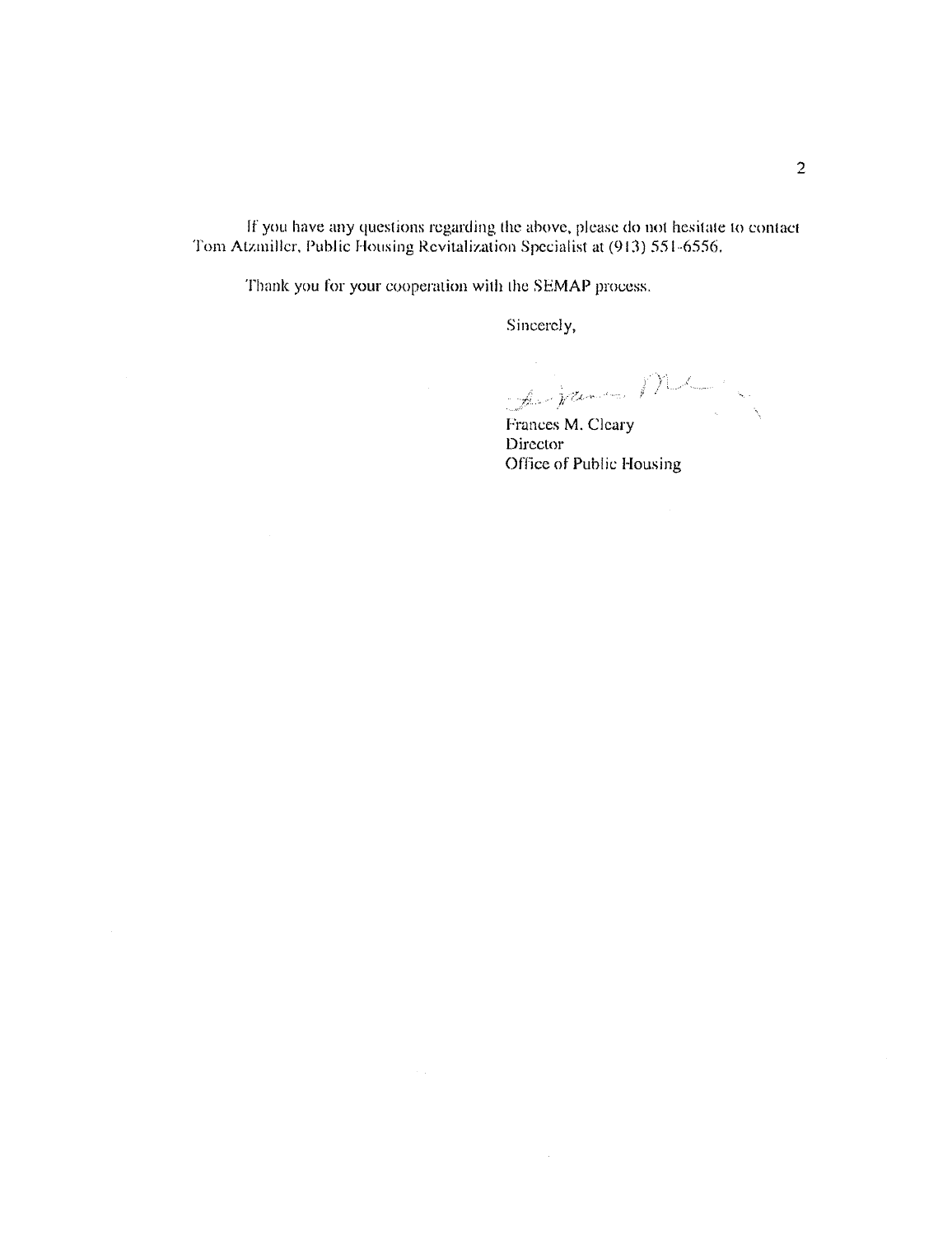If you have any questions regarding the above, please do not hesitate to contact Tom Atzmiller, Public Housing Revitalization Specialist at (913) 551-6556.

Thank you for your cooperation with the SEMAP process.

Sincerely,

Frances M. Cleary
Director
Office of Public Housing